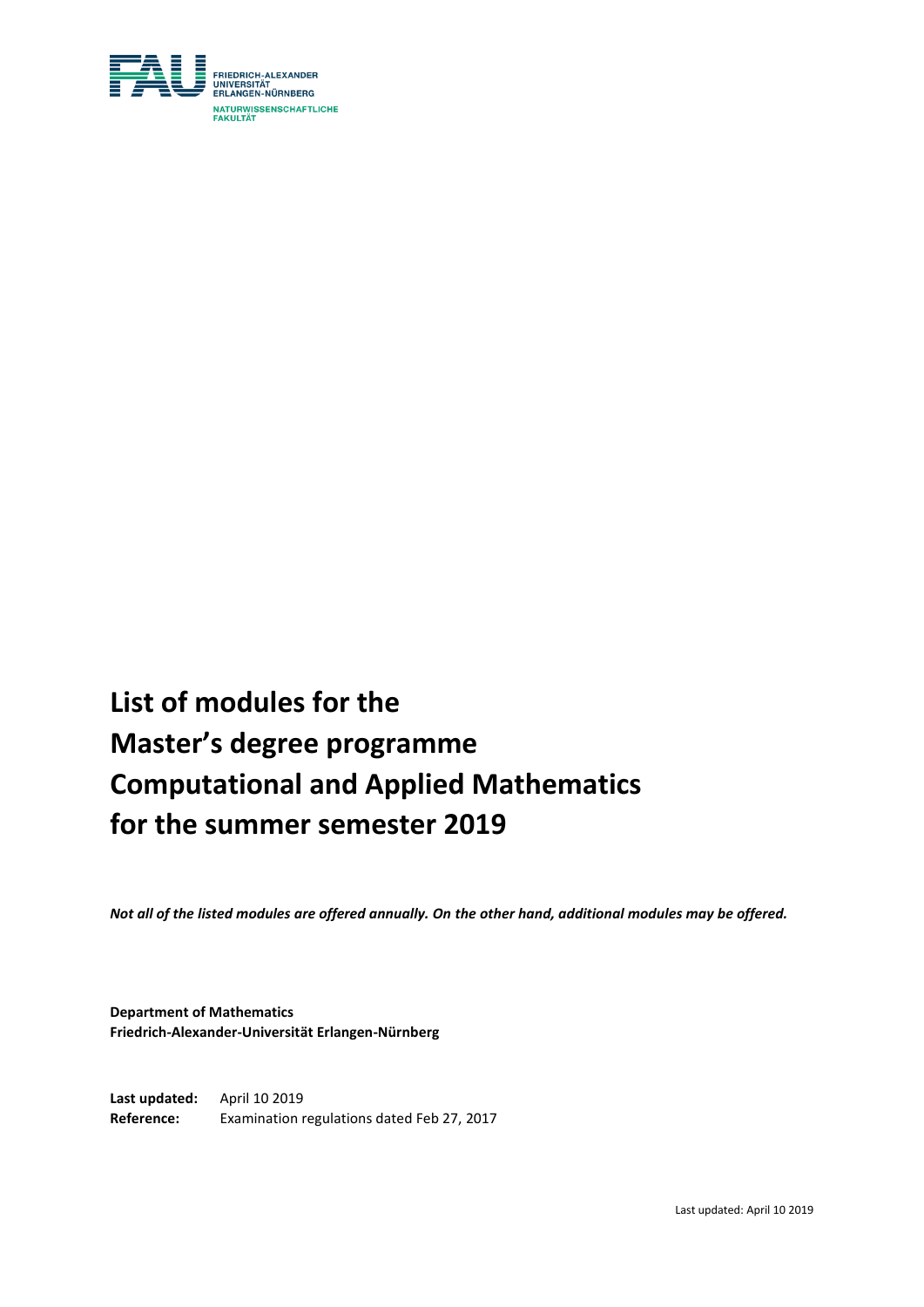FRIEDRICH-ALEXANDER
UNIVERSITÄT
ERLANGEN-NÜRNBERG

NATURWISSENSCHAFTLICHE
FAKULTÄT

# List of modules for the Master's degree programme Computational and Applied Mathematics for the summer semester 2019

***Not all of the listed modules are offered annually. On the other hand, additional modules may be offered.***

**Department of Mathematics**
**Friedrich-Alexander-Universität Erlangen-Nürnberg**

**Last updated:** April 10 2019
**Reference:** Examination regulations dated Feb 27, 2017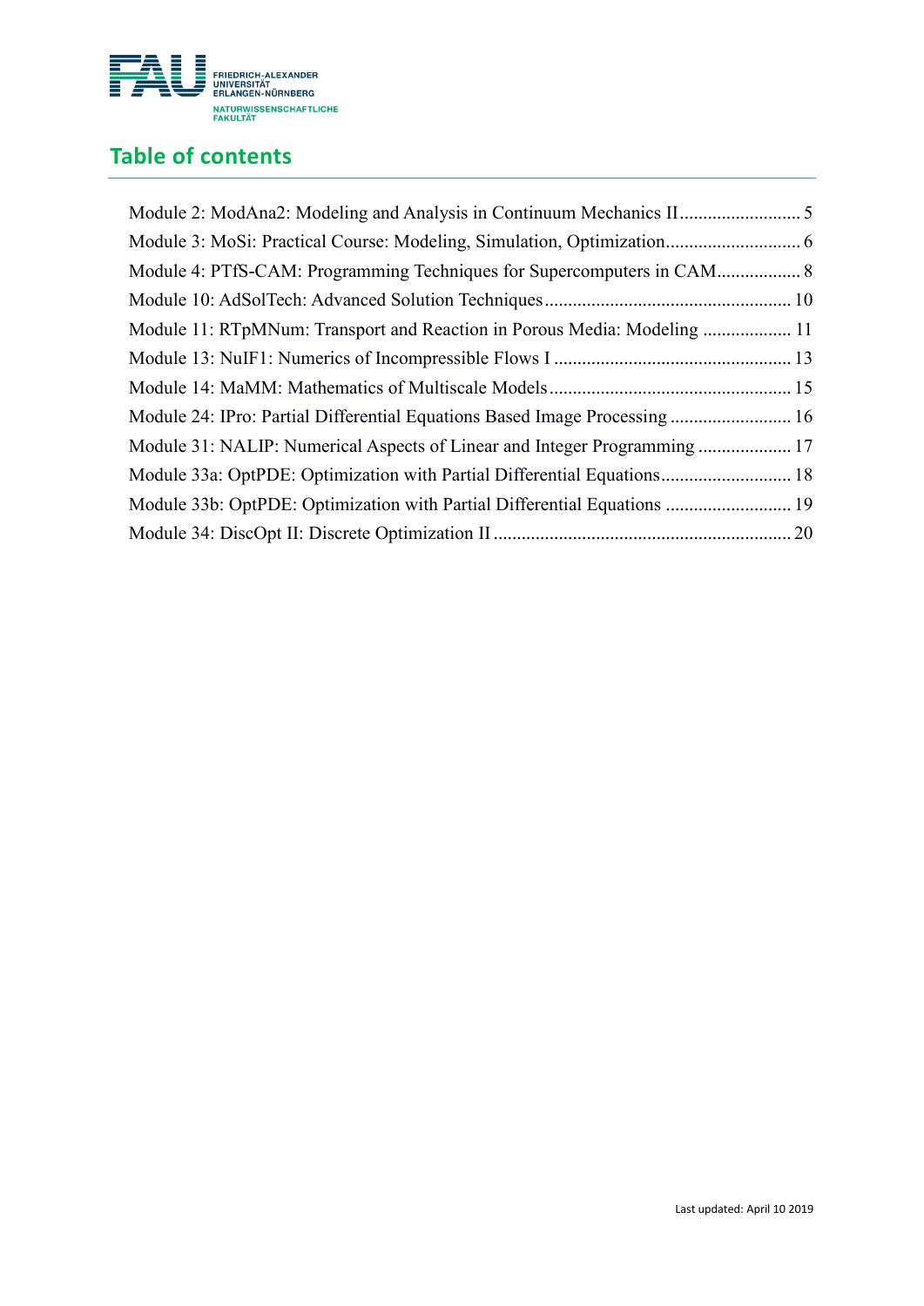## Table of contents

Module 2: ModAna2: Modeling and Analysis in Continuum Mechanics II .......................... 5
Module 3: MoSi: Practical Course: Modeling, Simulation, Optimization ............................ 6
Module 4: PTfS-CAM: Programming Techniques for Supercomputers in CAM ................. 8
Module 10: AdSolTech: Advanced Solution Techniques .................................................... 10
Module 11: RTpMNum: Transport and Reaction in Porous Media: Modeling ................... 11
Module 13: NuIF1: Numerics of Incompressible Flows I .................................................. 13
Module 14: MaMM: Mathematics of Multiscale Models ................................................... 15
Module 24: IPro: Partial Differential Equations Based Image Processing .......................... 16
Module 31: NALIP: Numerical Aspects of Linear and Integer Programming .................... 17
Module 33a: OptPDE: Optimization with Partial Differential Equations ............................ 18
Module 33b: OptPDE: Optimization with Partial Differential Equations ........................... 19
Module 34: DiscOpt II: Discrete Optimization II ............................................................... 20

Last updated: April 10 2019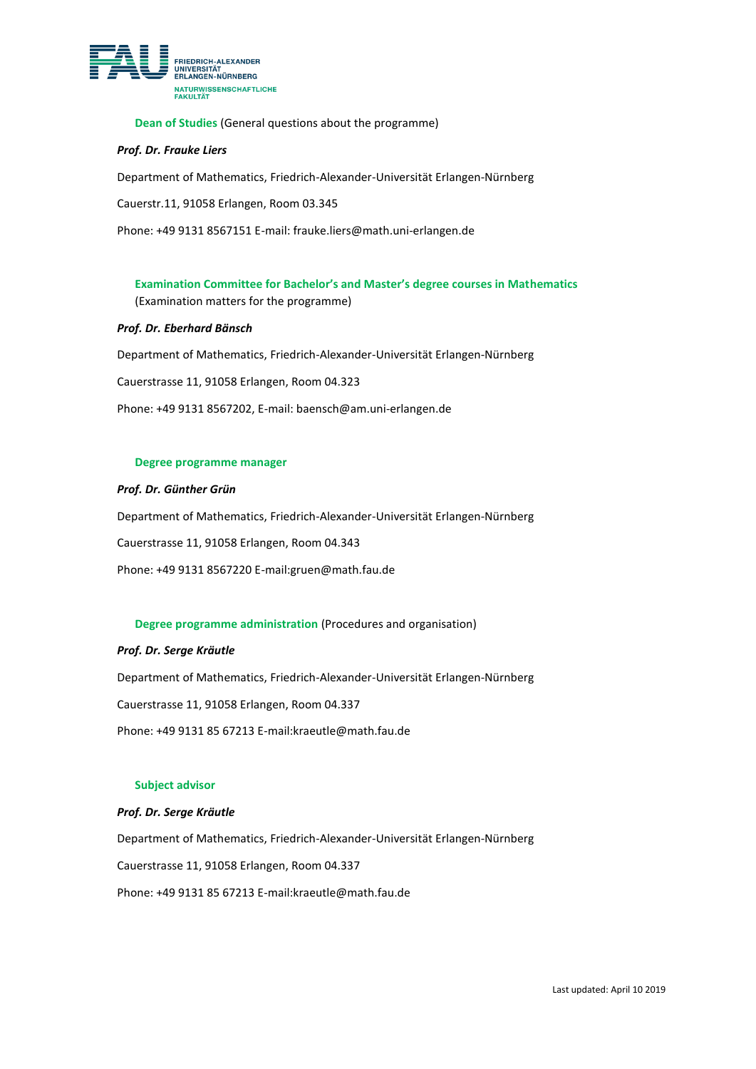**Dean of Studies** (General questions about the programme)

***Prof. Dr. Frauke Liers***

Department of Mathematics, Friedrich-Alexander-Universität Erlangen-Nürnberg

Cauerstr.11, 91058 Erlangen, Room 03.345

Phone: +49 9131 8567151 E-mail: frauke.liers@math.uni-erlangen.de

**Examination Committee for Bachelor's and Master's degree courses in Mathematics** (Examination matters for the programme)

***Prof. Dr. Eberhard Bänsch***

Department of Mathematics, Friedrich-Alexander-Universität Erlangen-Nürnberg

Cauerstrasse 11, 91058 Erlangen, Room 04.323

Phone: +49 9131 8567202, E-mail: baensch@am.uni-erlangen.de

**Degree programme manager**

***Prof. Dr. Günther Grün***

Department of Mathematics, Friedrich-Alexander-Universität Erlangen-Nürnberg

Cauerstrasse 11, 91058 Erlangen, Room 04.343

Phone: +49 9131 8567220 E-mail:gruen@math.fau.de

**Degree programme administration** (Procedures and organisation)

***Prof. Dr. Serge Kräutle***

Department of Mathematics, Friedrich-Alexander-Universität Erlangen-Nürnberg

Cauerstrasse 11, 91058 Erlangen, Room 04.337

Phone: +49 9131 85 67213 E-mail:kraeutle@math.fau.de

**Subject advisor**

***Prof. Dr. Serge Kräutle***

Department of Mathematics, Friedrich-Alexander-Universität Erlangen-Nürnberg

Cauerstrasse 11, 91058 Erlangen, Room 04.337

Phone: +49 9131 85 67213 E-mail:kraeutle@math.fau.de

Last updated: April 10 2019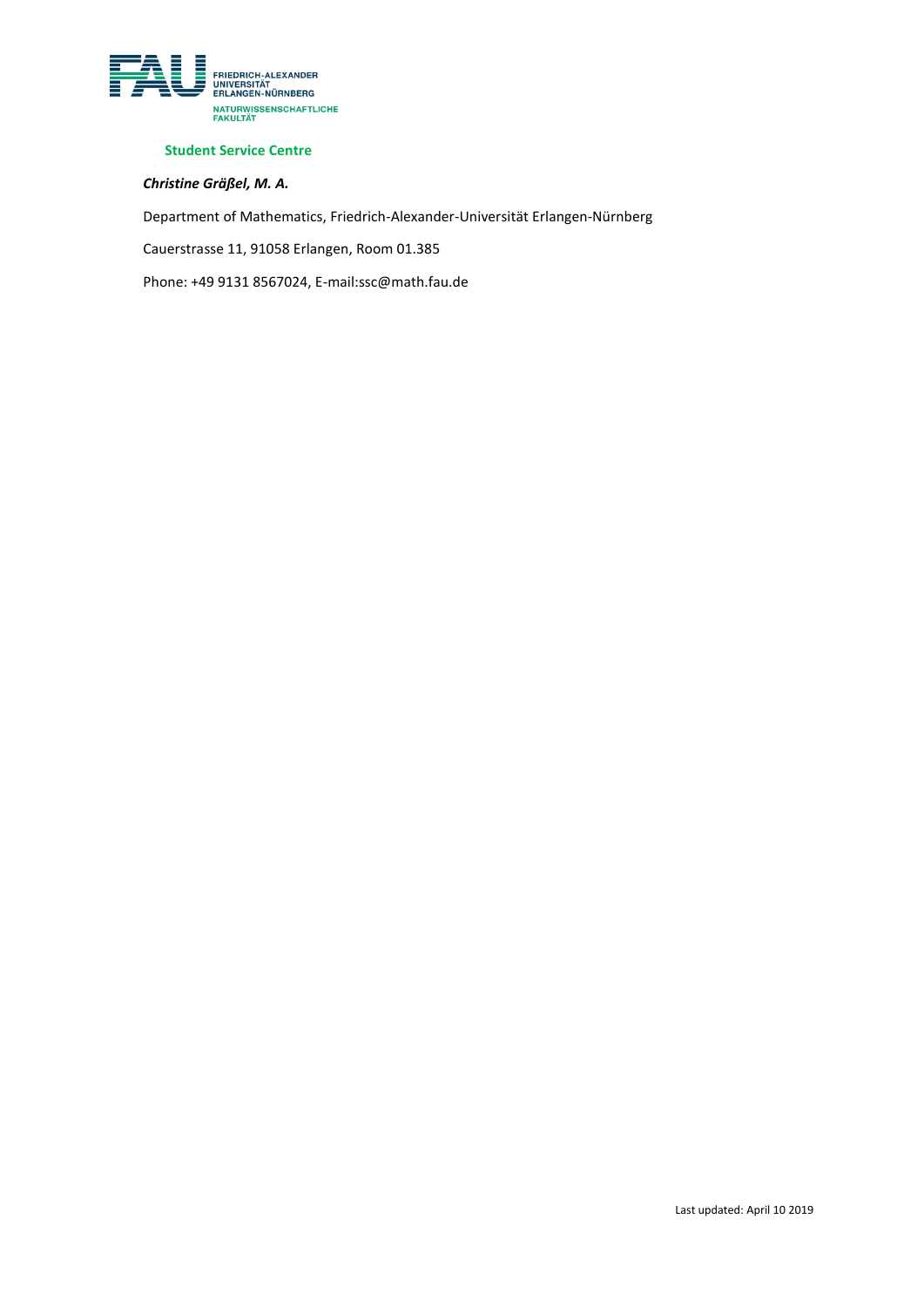FRIEDRICH-ALEXANDER UNIVERSITÄT ERLANGEN-NÜRNBERG

NATURWISSENSCHAFTLICHE FAKULTÄT

**Student Service Centre**

***Christine Gräßel, M. A.***

Department of Mathematics, Friedrich-Alexander-Universität Erlangen-Nürnberg

Cauerstrasse 11, 91058 Erlangen, Room 01.385

Phone: +49 9131 8567024, E-mail:ssc@math.fau.de

Last updated: April 10 2019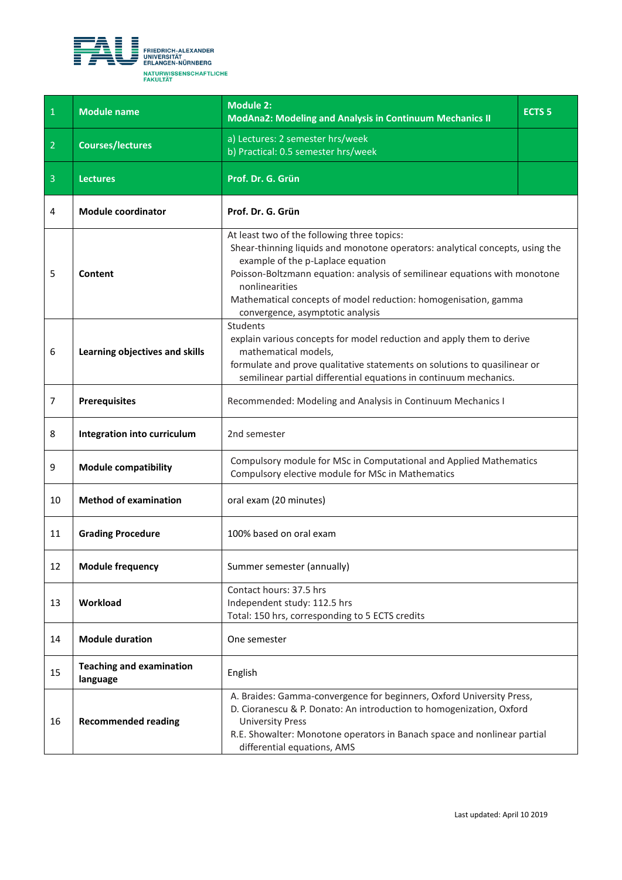| | | | |
|---|---|---|---|
| 1 | **Module name** | **Module 2:**<br>**ModAna2: Modeling and Analysis in Continuum Mechanics II** | **ECTS 5** |
| 2 | **Courses/lectures** | a) Lectures: 2 semester hrs/week<br>b) Practical: 0.5 semester hrs/week | |
| 3 | **Lectures** | **Prof. Dr. G. Grün** | |
| 4 | **Module coordinator** | **Prof. Dr. G. Grün** | |
| 5 | **Content** | At least two of the following three topics:<br>Shear-thinning liquids and monotone operators: analytical concepts, using the example of the p-Laplace equation<br>Poisson-Boltzmann equation: analysis of semilinear equations with monotone nonlinearities<br>Mathematical concepts of model reduction: homogenisation, gamma convergence, asymptotic analysis | |
| 6 | **Learning objectives and skills** | Students<br>explain various concepts for model reduction and apply them to derive mathematical models,<br>formulate and prove qualitative statements on solutions to quasilinear or semilinear partial differential equations in continuum mechanics. | |
| 7 | **Prerequisites** | Recommended: Modeling and Analysis in Continuum Mechanics I | |
| 8 | **Integration into curriculum** | 2nd semester | |
| 9 | **Module compatibility** | Compulsory module for MSc in Computational and Applied Mathematics<br>Compulsory elective module for MSc in Mathematics | |
| 10 | **Method of examination** | oral exam (20 minutes) | |
| 11 | **Grading Procedure** | 100% based on oral exam | |
| 12 | **Module frequency** | Summer semester (annually) | |
| 13 | **Workload** | Contact hours: 37.5 hrs<br>Independent study: 112.5 hrs<br>Total: 150 hrs, corresponding to 5 ECTS credits | |
| 14 | **Module duration** | One semester | |
| 15 | **Teaching and examination language** | English | |
| 16 | **Recommended reading** | A. Braides: Gamma-convergence for beginners, Oxford University Press,<br>D. Cioranescu & P. Donato: An introduction to homogenization, Oxford University Press<br>R.E. Showalter: Monotone operators in Banach space and nonlinear partial differential equations, AMS | |

Last updated: April 10 2019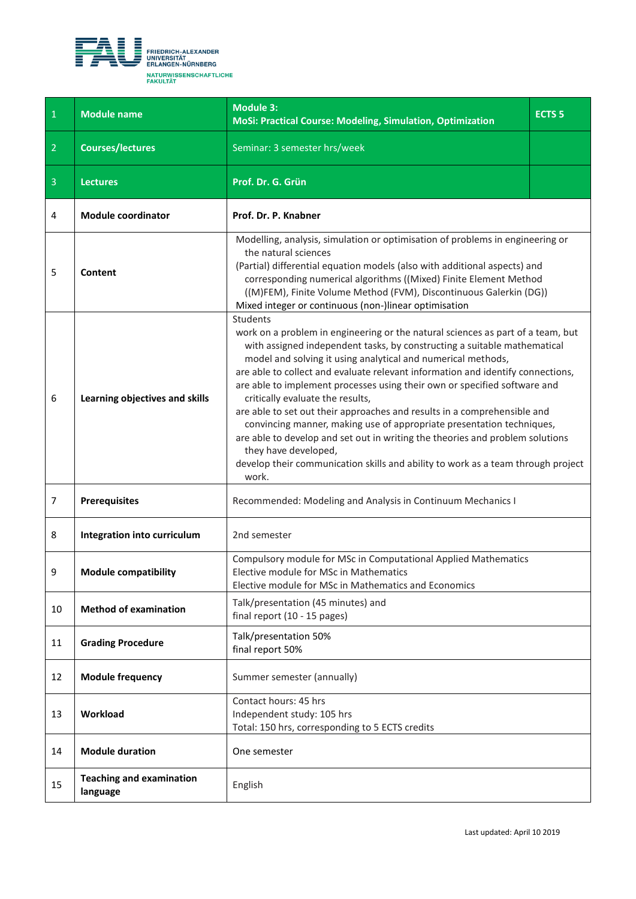| | | | |
|---|---|---|---|
| 1 | **Module name** | **Module 3:**<br>**MoSi: Practical Course: Modeling, Simulation, Optimization** | **ECTS 5** |
| 2 | **Courses/lectures** | Seminar: 3 semester hrs/week | |
| 3 | **Lectures** | **Prof. Dr. G. Grün** | |
| 4 | **Module coordinator** | **Prof. Dr. P. Knabner** | |
| 5 | **Content** | Modelling, analysis, simulation or optimisation of problems in engineering or the natural sciences<br>(Partial) differential equation models (also with additional aspects) and corresponding numerical algorithms ((Mixed) Finite Element Method ((M)FEM), Finite Volume Method (FVM), Discontinuous Galerkin (DG))<br>Mixed integer or continuous (non-)linear optimisation | |
| 6 | **Learning objectives and skills** | Students<br>work on a problem in engineering or the natural sciences as part of a team, but with assigned independent tasks, by constructing a suitable mathematical model and solving it using analytical and numerical methods,<br>are able to collect and evaluate relevant information and identify connections,<br>are able to implement processes using their own or specified software and critically evaluate the results,<br>are able to set out their approaches and results in a comprehensible and convincing manner, making use of appropriate presentation techniques,<br>are able to develop and set out in writing the theories and problem solutions they have developed,<br>develop their communication skills and ability to work as a team through project work. | |
| 7 | **Prerequisites** | Recommended: Modeling and Analysis in Continuum Mechanics I | |
| 8 | **Integration into curriculum** | 2nd semester | |
| 9 | **Module compatibility** | Compulsory module for MSc in Computational Applied Mathematics<br>Elective module for MSc in Mathematics<br>Elective module for MSc in Mathematics and Economics | |
| 10 | **Method of examination** | Talk/presentation (45 minutes) and<br>final report (10 - 15 pages) | |
| 11 | **Grading Procedure** | Talk/presentation 50%<br>final report 50% | |
| 12 | **Module frequency** | Summer semester (annually) | |
| 13 | **Workload** | Contact hours: 45 hrs<br>Independent study: 105 hrs<br>Total: 150 hrs, corresponding to 5 ECTS credits | |
| 14 | **Module duration** | One semester | |
| 15 | **Teaching and examination language** | English | |

Last updated: April 10 2019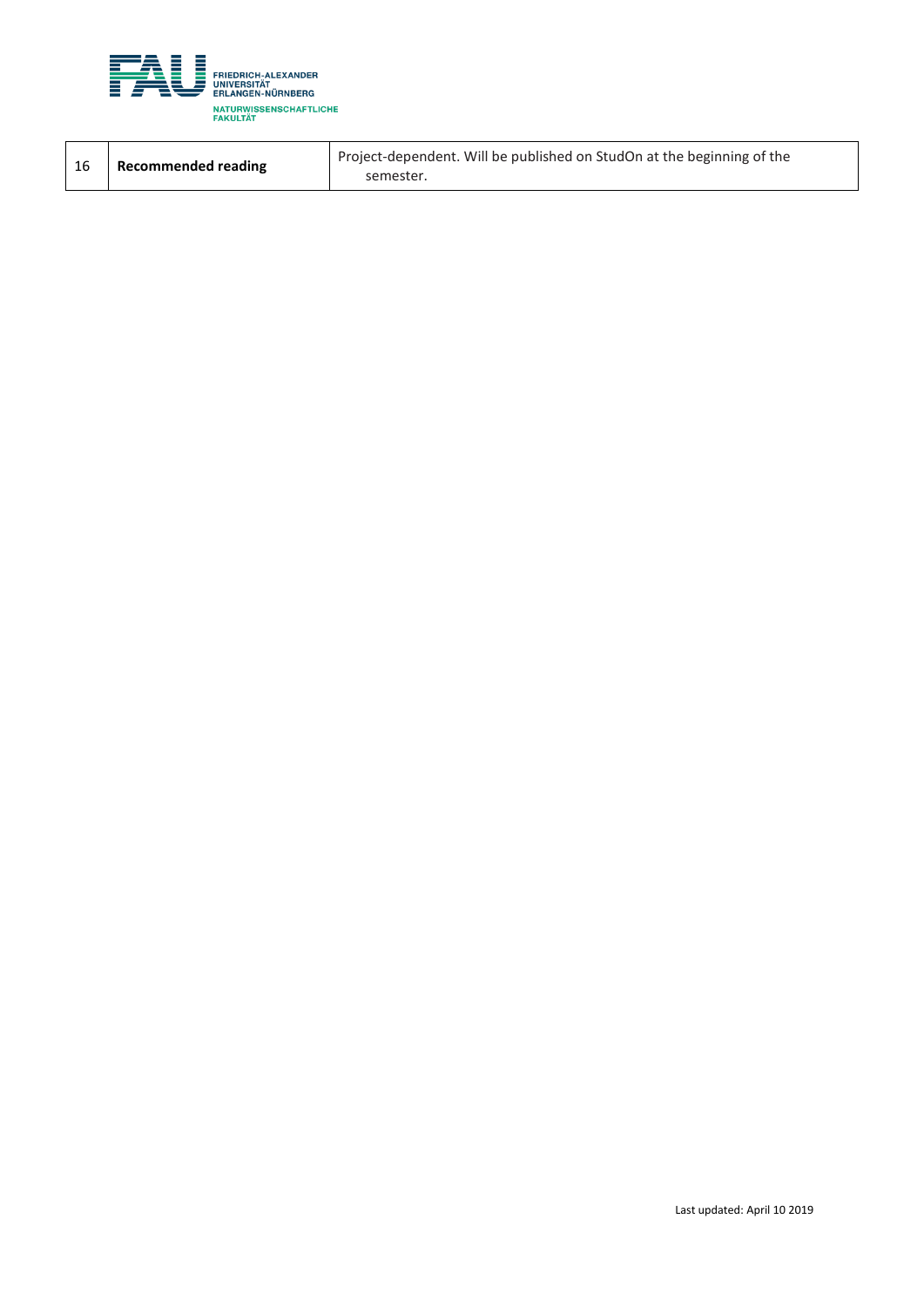| 16 | **Recommended reading** | Project-dependent. Will be published on StudOn at the beginning of the semester. |
|---|---|---|

Last updated: April 10 2019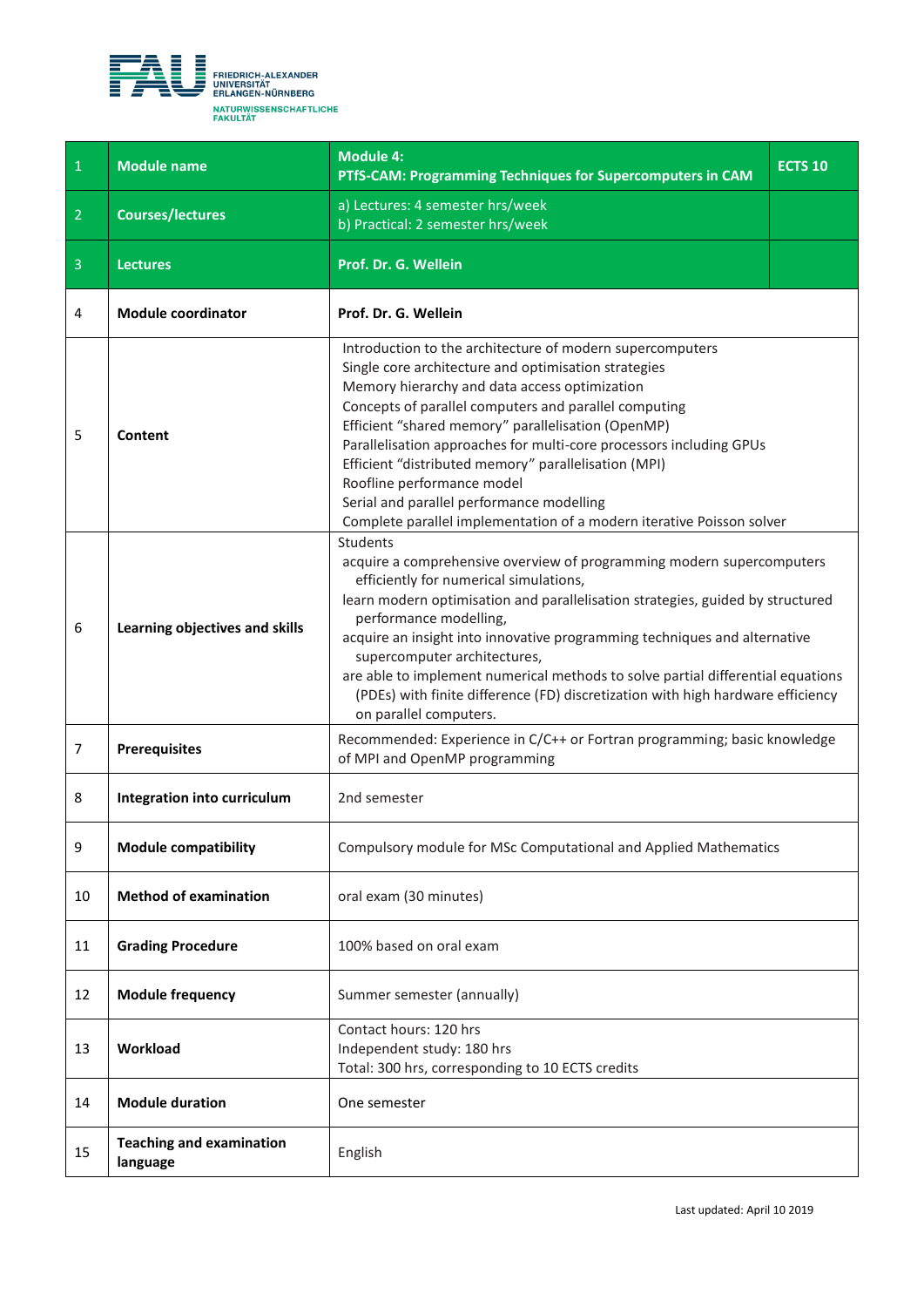| 1 | **Module name** | **Module 4: PTfS-CAM: Programming Techniques for Supercomputers in CAM** | **ECTS 10** |
|---|---|---|---|
| 2 | **Courses/lectures** | a) Lectures: 4 semester hrs/week<br>b) Practical: 2 semester hrs/week | |
| 3 | **Lectures** | **Prof. Dr. G. Wellein** | |
| 4 | **Module coordinator** | **Prof. Dr. G. Wellein** | |
| 5 | **Content** | Introduction to the architecture of modern supercomputers<br>Single core architecture and optimisation strategies<br>Memory hierarchy and data access optimization<br>Concepts of parallel computers and parallel computing<br>Efficient "shared memory" parallelisation (OpenMP)<br>Parallelisation approaches for multi-core processors including GPUs<br>Efficient "distributed memory" parallelisation (MPI)<br>Roofline performance model<br>Serial and parallel performance modelling<br>Complete parallel implementation of a modern iterative Poisson solver | |
| 6 | **Learning objectives and skills** | Students<br>acquire a comprehensive overview of programming modern supercomputers efficiently for numerical simulations,<br>learn modern optimisation and parallelisation strategies, guided by structured performance modelling,<br>acquire an insight into innovative programming techniques and alternative supercomputer architectures,<br>are able to implement numerical methods to solve partial differential equations (PDEs) with finite difference (FD) discretization with high hardware efficiency on parallel computers. | |
| 7 | **Prerequisites** | Recommended: Experience in C/C++ or Fortran programming; basic knowledge of MPI and OpenMP programming | |
| 8 | **Integration into curriculum** | 2nd semester | |
| 9 | **Module compatibility** | Compulsory module for MSc Computational and Applied Mathematics | |
| 10 | **Method of examination** | oral exam (30 minutes) | |
| 11 | **Grading Procedure** | 100% based on oral exam | |
| 12 | **Module frequency** | Summer semester (annually) | |
| 13 | **Workload** | Contact hours: 120 hrs<br>Independent study: 180 hrs<br>Total: 300 hrs, corresponding to 10 ECTS credits | |
| 14 | **Module duration** | One semester | |
| 15 | **Teaching and examination language** | English | |

Last updated: April 10 2019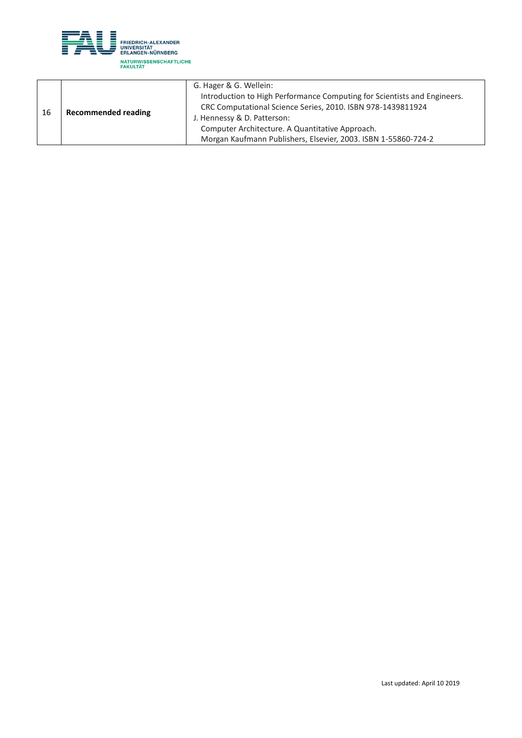| | | |
|---|---|---|
| 16 | **Recommended reading** | G. Hager & G. Wellein:<br>Introduction to High Performance Computing for Scientists and Engineers.<br>CRC Computational Science Series, 2010. ISBN 978-1439811924<br>J. Hennessy & D. Patterson:<br>Computer Architecture. A Quantitative Approach.<br>Morgan Kaufmann Publishers, Elsevier, 2003. ISBN 1-55860-724-2 |

Last updated: April 10 2019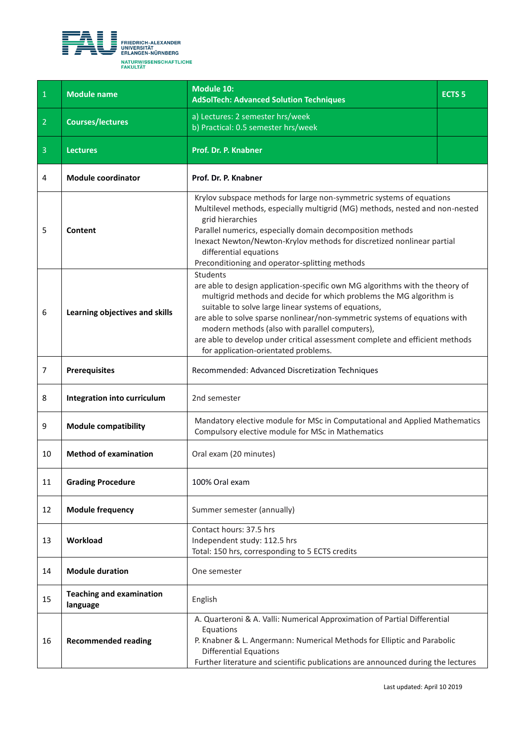FRIEDRICH-ALEXANDER UNIVERSITÄT ERLANGEN-NÜRNBERG
NATURWISSENSCHAFTLICHE FAKULTÄT

| | | | |
|---|---|---|---|
| 1 | **Module name** | **Module 10:<br>AdSolTech: Advanced Solution Techniques** | **ECTS 5** |
| 2 | **Courses/lectures** | a) Lectures: 2 semester hrs/week<br>b) Practical: 0.5 semester hrs/week | |
| 3 | **Lectures** | **Prof. Dr. P. Knabner** | |
| 4 | **Module coordinator** | **Prof. Dr. P. Knabner** | |
| 5 | **Content** | Krylov subspace methods for large non-symmetric systems of equations<br>Multilevel methods, especially multigrid (MG) methods, nested and non-nested grid hierarchies<br>Parallel numerics, especially domain decomposition methods<br>Inexact Newton/Newton-Krylov methods for discretized nonlinear partial differential equations<br>Preconditioning and operator-splitting methods | |
| 6 | **Learning objectives and skills** | Students<br>are able to design application-specific own MG algorithms with the theory of multigrid methods and decide for which problems the MG algorithm is suitable to solve large linear systems of equations,<br>are able to solve sparse nonlinear/non-symmetric systems of equations with modern methods (also with parallel computers),<br>are able to develop under critical assessment complete and efficient methods for application-orientated problems. | |
| 7 | **Prerequisites** | Recommended: Advanced Discretization Techniques | |
| 8 | **Integration into curriculum** | 2nd semester | |
| 9 | **Module compatibility** | Mandatory elective module for MSc in Computational and Applied Mathematics<br>Compulsory elective module for MSc in Mathematics | |
| 10 | **Method of examination** | Oral exam (20 minutes) | |
| 11 | **Grading Procedure** | 100% Oral exam | |
| 12 | **Module frequency** | Summer semester (annually) | |
| 13 | **Workload** | Contact hours: 37.5 hrs<br>Independent study: 112.5 hrs<br>Total: 150 hrs, corresponding to 5 ECTS credits | |
| 14 | **Module duration** | One semester | |
| 15 | **Teaching and examination language** | English | |
| 16 | **Recommended reading** | A. Quarteroni & A. Valli: Numerical Approximation of Partial Differential Equations<br>P. Knabner & L. Angermann: Numerical Methods for Elliptic and Parabolic Differential Equations<br>Further literature and scientific publications are announced during the lectures | |

Last updated: April 10 2019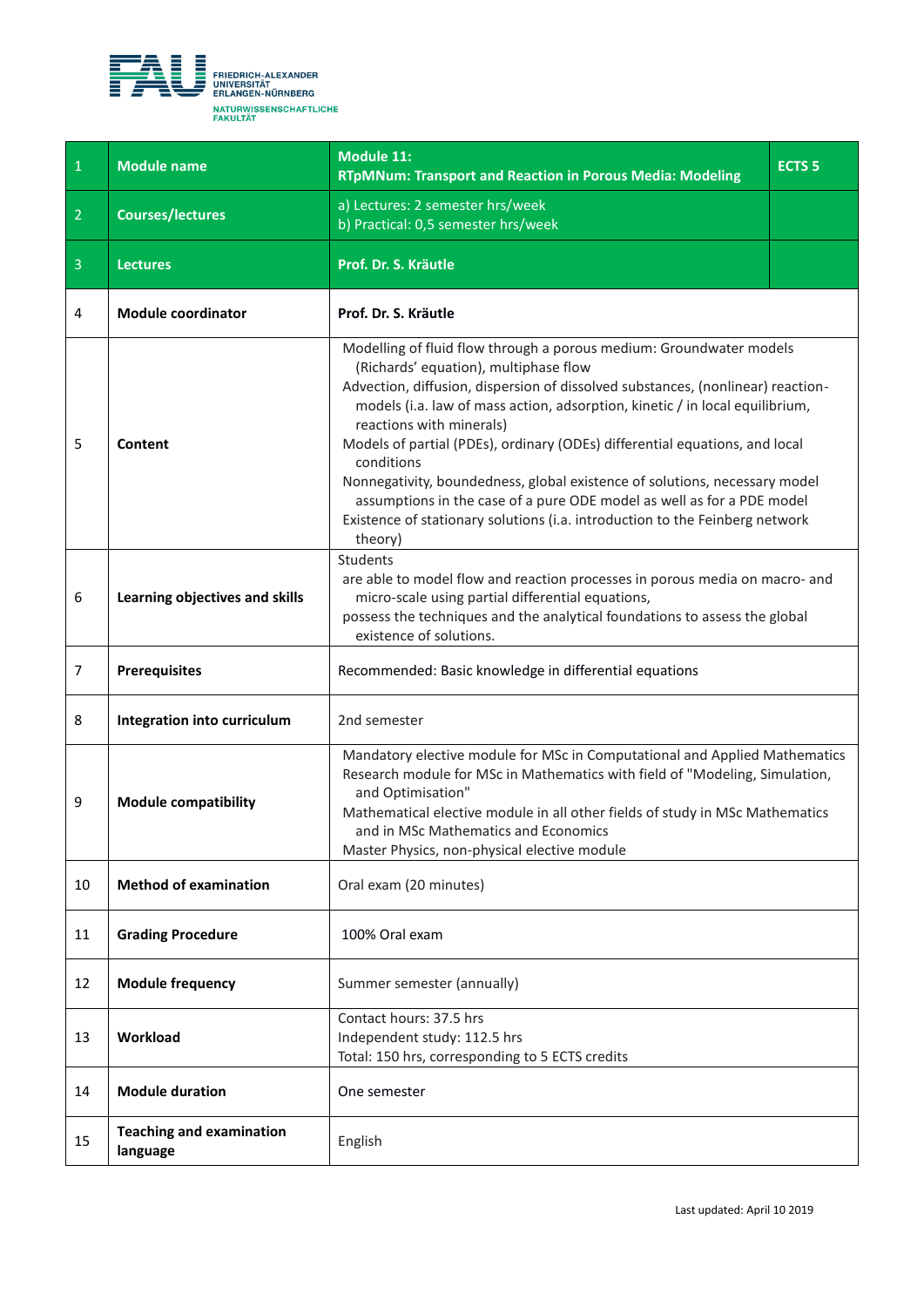| 1 | **Module name** | **Module 11: RTpMNum: Transport and Reaction in Porous Media: Modeling** | **ECTS 5** |
|---|---|---|---|
| 2 | **Courses/lectures** | a) Lectures: 2 semester hrs/week<br>b) Practical: 0,5 semester hrs/week | |
| 3 | **Lectures** | **Prof. Dr. S. Kräutle** | |
| 4 | **Module coordinator** | **Prof. Dr. S. Kräutle** | |
| 5 | **Content** | Modelling of fluid flow through a porous medium: Groundwater models (Richards' equation), multiphase flow<br>Advection, diffusion, dispersion of dissolved substances, (nonlinear) reaction-models (i.a. law of mass action, adsorption, kinetic / in local equilibrium, reactions with minerals)<br>Models of partial (PDEs), ordinary (ODEs) differential equations, and local conditions<br>Nonnegativity, boundedness, global existence of solutions, necessary model assumptions in the case of a pure ODE model as well as for a PDE model<br>Existence of stationary solutions (i.a. introduction to the Feinberg network theory) | |
| 6 | **Learning objectives and skills** | Students<br>are able to model flow and reaction processes in porous media on macro- and micro-scale using partial differential equations,<br>possess the techniques and the analytical foundations to assess the global existence of solutions. | |
| 7 | **Prerequisites** | Recommended: Basic knowledge in differential equations | |
| 8 | **Integration into curriculum** | 2nd semester | |
| 9 | **Module compatibility** | Mandatory elective module for MSc in Computational and Applied Mathematics<br>Research module for MSc in Mathematics with field of "Modeling, Simulation, and Optimisation"<br>Mathematical elective module in all other fields of study in MSc Mathematics and in MSc Mathematics and Economics<br>Master Physics, non-physical elective module | |
| 10 | **Method of examination** | Oral exam (20 minutes) | |
| 11 | **Grading Procedure** | 100% Oral exam | |
| 12 | **Module frequency** | Summer semester (annually) | |
| 13 | **Workload** | Contact hours: 37.5 hrs<br>Independent study: 112.5 hrs<br>Total: 150 hrs, corresponding to 5 ECTS credits | |
| 14 | **Module duration** | One semester | |
| 15 | **Teaching and examination language** | English | |

Last updated: April 10 2019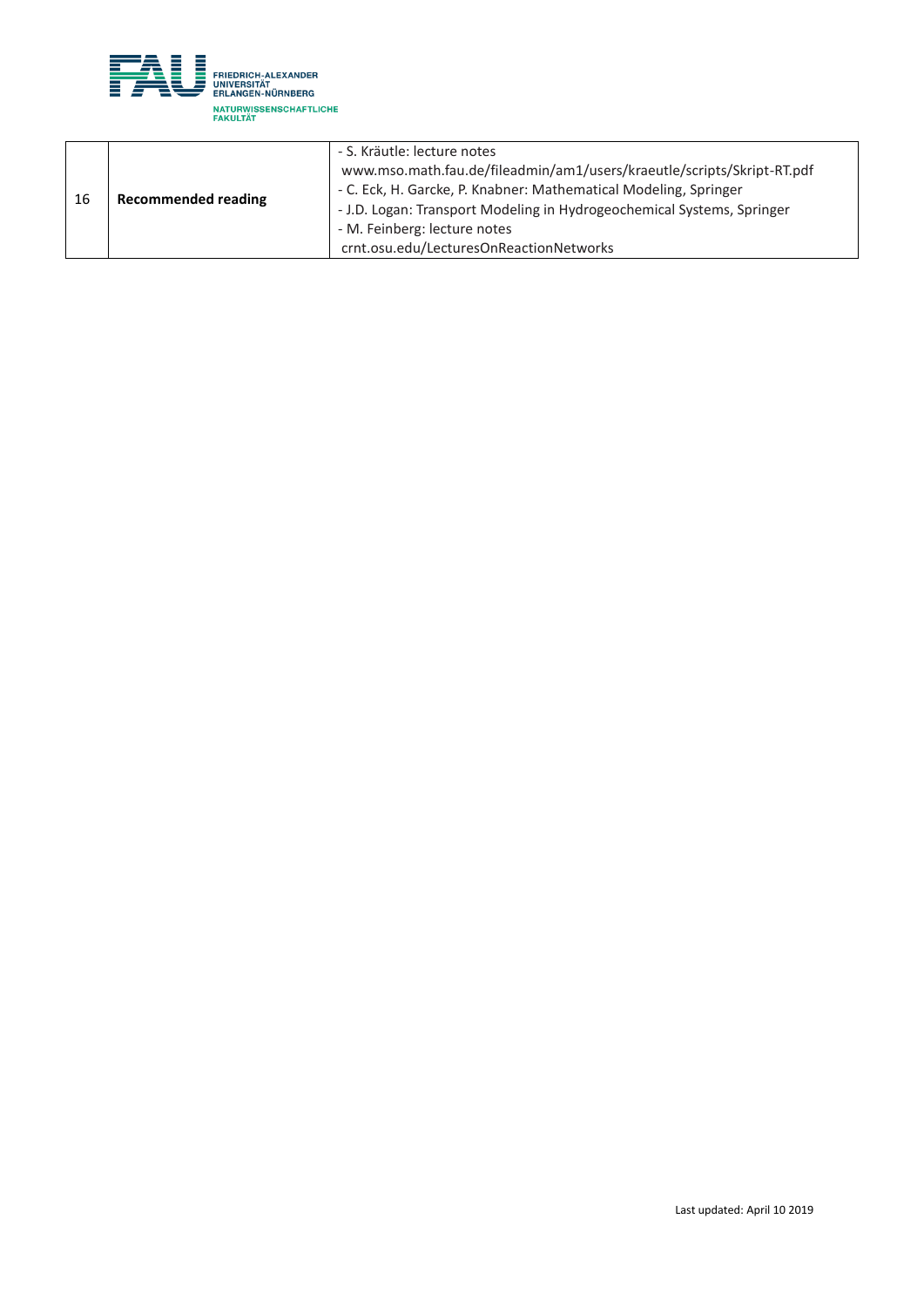| 16 | **Recommended reading** | - S. Kräutle: lecture notes www.mso.math.fau.de/fileadmin/am1/users/kraeutle/scripts/Skript-RT.pdf<br>- C. Eck, H. Garcke, P. Knabner: Mathematical Modeling, Springer<br>- J.D. Logan: Transport Modeling in Hydrogeochemical Systems, Springer<br>- M. Feinberg: lecture notes crnt.osu.edu/LecturesOnReactionNetworks |
|---|---|---|

Last updated: April 10 2019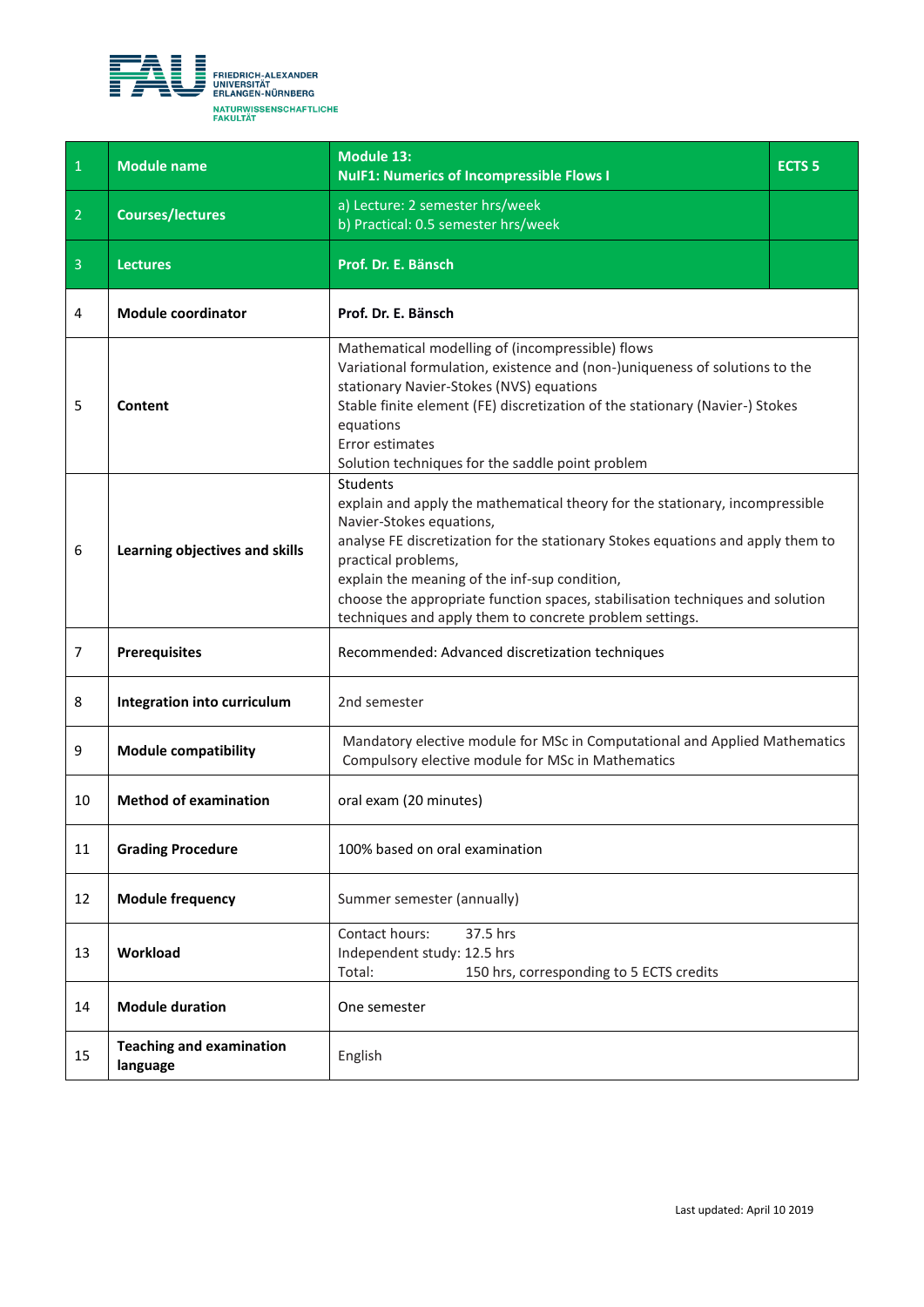| | | | |
|---|---|---|---|
| 1 | **Module name** | **Module 13:**<br>**NuIF1: Numerics of Incompressible Flows I** | **ECTS 5** |
| 2 | **Courses/lectures** | a) Lecture: 2 semester hrs/week<br>b) Practical: 0.5 semester hrs/week | |
| 3 | **Lectures** | **Prof. Dr. E. Bänsch** | |
| 4 | **Module coordinator** | **Prof. Dr. E. Bänsch** | |
| 5 | **Content** | Mathematical modelling of (incompressible) flows<br>Variational formulation, existence and (non-)uniqueness of solutions to the stationary Navier-Stokes (NVS) equations<br>Stable finite element (FE) discretization of the stationary (Navier-) Stokes equations<br>Error estimates<br>Solution techniques for the saddle point problem | |
| 6 | **Learning objectives and skills** | Students<br>explain and apply the mathematical theory for the stationary, incompressible Navier-Stokes equations,<br>analyse FE discretization for the stationary Stokes equations and apply them to practical problems,<br>explain the meaning of the inf-sup condition,<br>choose the appropriate function spaces, stabilisation techniques and solution techniques and apply them to concrete problem settings. | |
| 7 | **Prerequisites** | Recommended: Advanced discretization techniques | |
| 8 | **Integration into curriculum** | 2nd semester | |
| 9 | **Module compatibility** | Mandatory elective module for MSc in Computational and Applied Mathematics<br>Compulsory elective module for MSc in Mathematics | |
| 10 | **Method of examination** | oral exam (20 minutes) | |
| 11 | **Grading Procedure** | 100% based on oral examination | |
| 12 | **Module frequency** | Summer semester (annually) | |
| 13 | **Workload** | Contact hours: 37.5 hrs<br>Independent study: 12.5 hrs<br>Total: 150 hrs, corresponding to 5 ECTS credits | |
| 14 | **Module duration** | One semester | |
| 15 | **Teaching and examination language** | English | |

Last updated: April 10 2019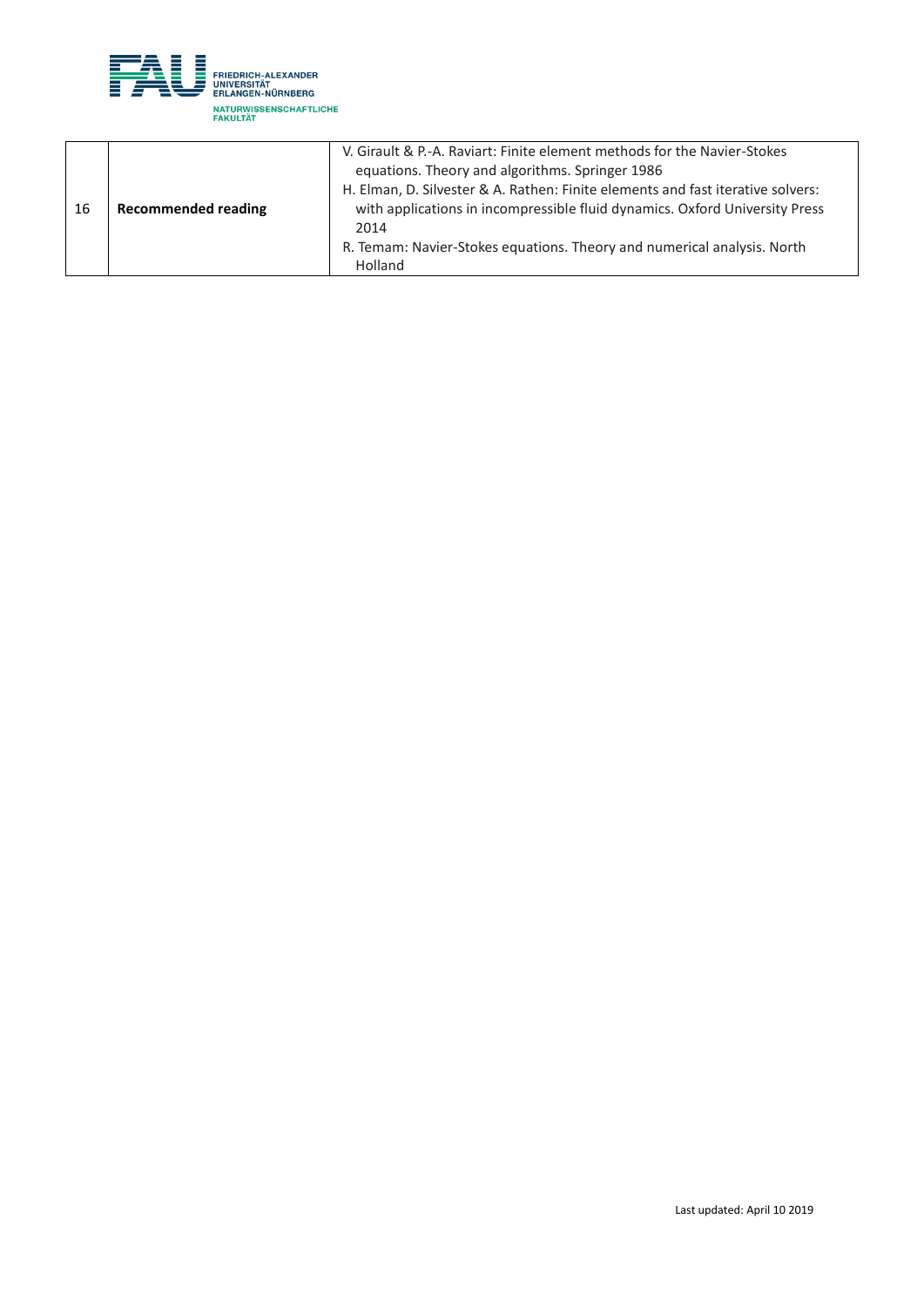| 16 | **Recommended reading** | V. Girault & P.-A. Raviart: Finite element methods for the Navier-Stokes equations. Theory and algorithms. Springer 1986<br>H. Elman, D. Silvester & A. Rathen: Finite elements and fast iterative solvers: with applications in incompressible fluid dynamics. Oxford University Press 2014<br>R. Temam: Navier-Stokes equations. Theory and numerical analysis. North Holland |
|---|---|---|

Last updated: April 10 2019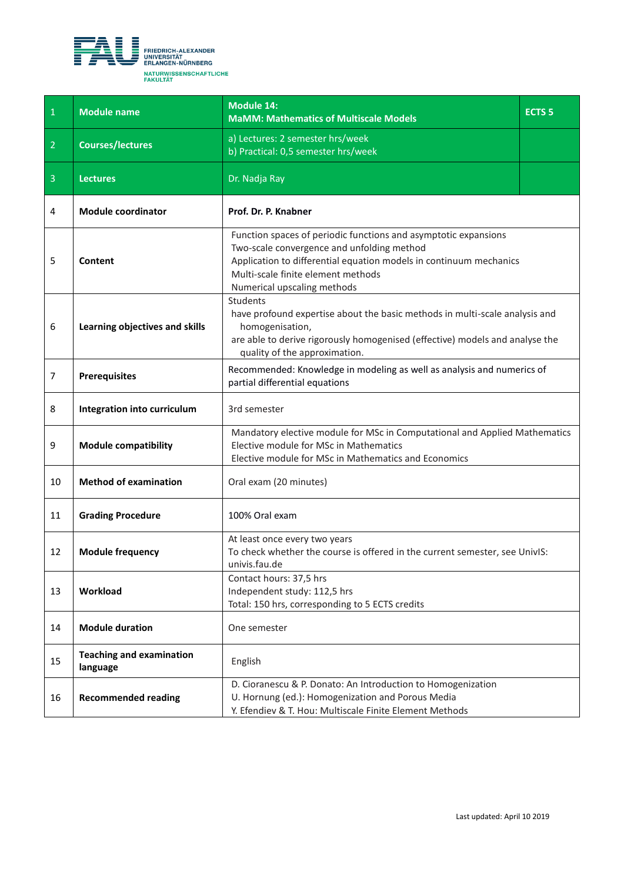| 1 | **Module name** | **Module 14:**<br>**MaMM: Mathematics of Multiscale Models** | **ECTS 5** |
|---|---|---|---|
| 2 | **Courses/lectures** | a) Lectures: 2 semester hrs/week<br>b) Practical: 0,5 semester hrs/week | |
| 3 | **Lectures** | Dr. Nadja Ray | |
| 4 | **Module coordinator** | **Prof. Dr. P. Knabner** | |
| 5 | **Content** | Function spaces of periodic functions and asymptotic expansions<br>Two-scale convergence and unfolding method<br>Application to differential equation models in continuum mechanics<br>Multi-scale finite element methods<br>Numerical upscaling methods | |
| 6 | **Learning objectives and skills** | Students<br>have profound expertise about the basic methods in multi-scale analysis and homogenisation,<br>are able to derive rigorously homogenised (effective) models and analyse the quality of the approximation. | |
| 7 | **Prerequisites** | Recommended: Knowledge in modeling as well as analysis and numerics of partial differential equations | |
| 8 | **Integration into curriculum** | 3rd semester | |
| 9 | **Module compatibility** | Mandatory elective module for MSc in Computational and Applied Mathematics<br>Elective module for MSc in Mathematics<br>Elective module for MSc in Mathematics and Economics | |
| 10 | **Method of examination** | Oral exam (20 minutes) | |
| 11 | **Grading Procedure** | 100% Oral exam | |
| 12 | **Module frequency** | At least once every two years<br>To check whether the course is offered in the current semester, see UnivIS: univis.fau.de | |
| 13 | **Workload** | Contact hours: 37,5 hrs<br>Independent study: 112,5 hrs<br>Total: 150 hrs, corresponding to 5 ECTS credits | |
| 14 | **Module duration** | One semester | |
| 15 | **Teaching and examination language** | English | |
| 16 | **Recommended reading** | D. Cioranescu & P. Donato: An Introduction to Homogenization<br>U. Hornung (ed.): Homogenization and Porous Media<br>Y. Efendiev & T. Hou: Multiscale Finite Element Methods | |

Last updated: April 10 2019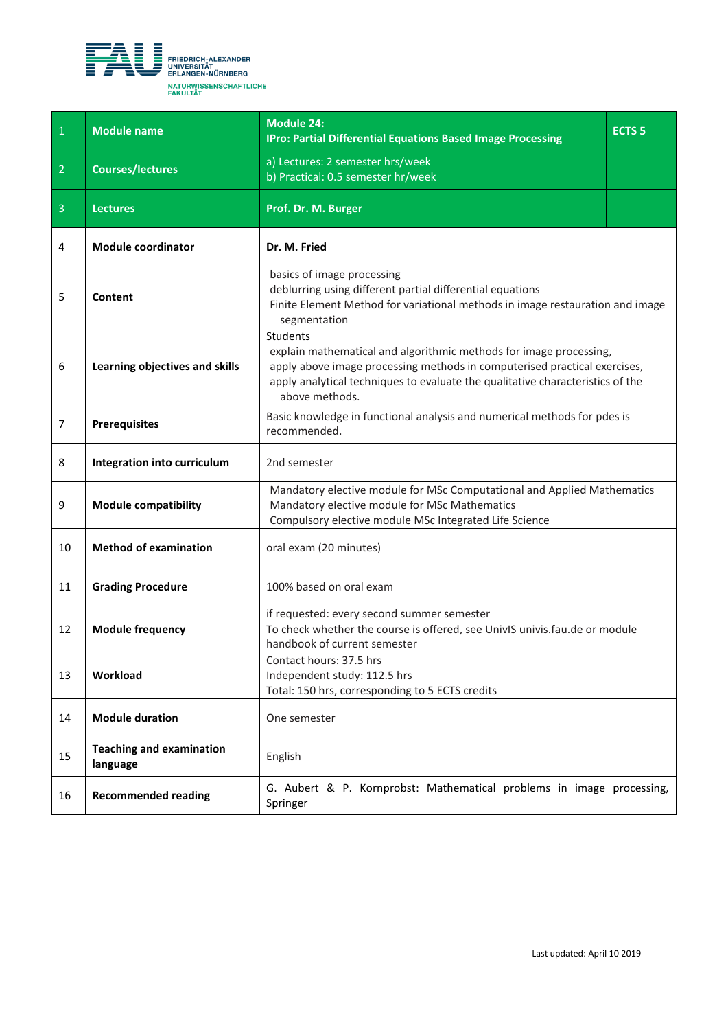| 1 | **Module name** | **Module 24:**<br>**IPro: Partial Differential Equations Based Image Processing** | **ECTS 5** |
|---|---|---|---|
| 2 | **Courses/lectures** | a) Lectures: 2 semester hrs/week<br>b) Practical: 0.5 semester hr/week | |
| 3 | **Lectures** | **Prof. Dr. M. Burger** | |
| 4 | **Module coordinator** | **Dr. M. Fried** | |
| 5 | **Content** | basics of image processing<br>deblurring using different partial differential equations<br>Finite Element Method for variational methods in image restauration and image segmentation | |
| 6 | **Learning objectives and skills** | Students<br>explain mathematical and algorithmic methods for image processing,<br>apply above image processing methods in computerised practical exercises,<br>apply analytical techniques to evaluate the qualitative characteristics of the above methods. | |
| 7 | **Prerequisites** | Basic knowledge in functional analysis and numerical methods for pdes is recommended. | |
| 8 | **Integration into curriculum** | 2nd semester | |
| 9 | **Module compatibility** | Mandatory elective module for MSc Computational and Applied Mathematics<br>Mandatory elective module for MSc Mathematics<br>Compulsory elective module MSc Integrated Life Science | |
| 10 | **Method of examination** | oral exam (20 minutes) | |
| 11 | **Grading Procedure** | 100% based on oral exam | |
| 12 | **Module frequency** | if requested: every second summer semester<br>To check whether the course is offered, see UnivIS univis.fau.de or module handbook of current semester | |
| 13 | **Workload** | Contact hours: 37.5 hrs<br>Independent study: 112.5 hrs<br>Total: 150 hrs, corresponding to 5 ECTS credits | |
| 14 | **Module duration** | One semester | |
| 15 | **Teaching and examination language** | English | |
| 16 | **Recommended reading** | G. Aubert & P. Kornprobst: Mathematical problems in image processing, Springer | |

Last updated: April 10 2019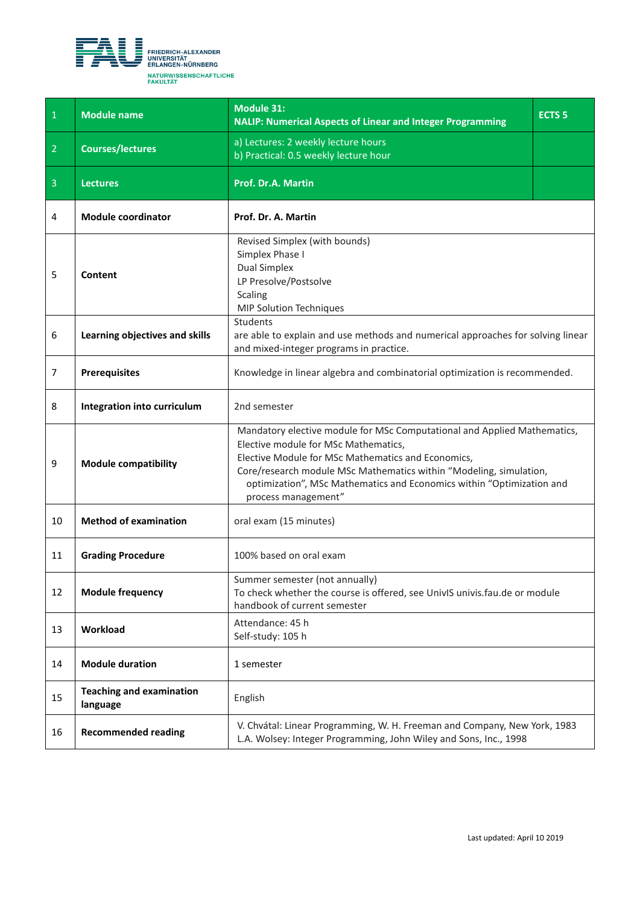| 1 | Module name | Module 31:<br>NALIP: Numerical Aspects of Linear and Integer Programming | ECTS 5 |
|---|---|---|---|
| 2 | Courses/lectures | a) Lectures: 2 weekly lecture hours<br>b) Practical: 0.5 weekly lecture hour | |
| 3 | Lectures | Prof. Dr.A. Martin | |
| 4 | Module coordinator | Prof. Dr. A. Martin | |
| 5 | Content | Revised Simplex (with bounds)<br>Simplex Phase I<br>Dual Simplex<br>LP Presolve/Postsolve<br>Scaling<br>MIP Solution Techniques | |
| 6 | Learning objectives and skills | Students<br>are able to explain and use methods and numerical approaches for solving linear and mixed-integer programs in practice. | |
| 7 | Prerequisites | Knowledge in linear algebra and combinatorial optimization is recommended. | |
| 8 | Integration into curriculum | 2nd semester | |
| 9 | Module compatibility | Mandatory elective module for MSc Computational and Applied Mathematics,<br>Elective module for MSc Mathematics,<br>Elective Module for MSc Mathematics and Economics,<br>Core/research module MSc Mathematics within "Modeling, simulation, optimization", MSc Mathematics and Economics within "Optimization and process management" | |
| 10 | Method of examination | oral exam (15 minutes) | |
| 11 | Grading Procedure | 100% based on oral exam | |
| 12 | Module frequency | Summer semester (not annually)<br>To check whether the course is offered, see UnivIS univis.fau.de or module handbook of current semester | |
| 13 | Workload | Attendance: 45 h<br>Self-study: 105 h | |
| 14 | Module duration | 1 semester | |
| 15 | Teaching and examination language | English | |
| 16 | Recommended reading | V. Chvátal: Linear Programming, W. H. Freeman and Company, New York, 1983<br>L.A. Wolsey: Integer Programming, John Wiley and Sons, Inc., 1998 | |

Last updated: April 10 2019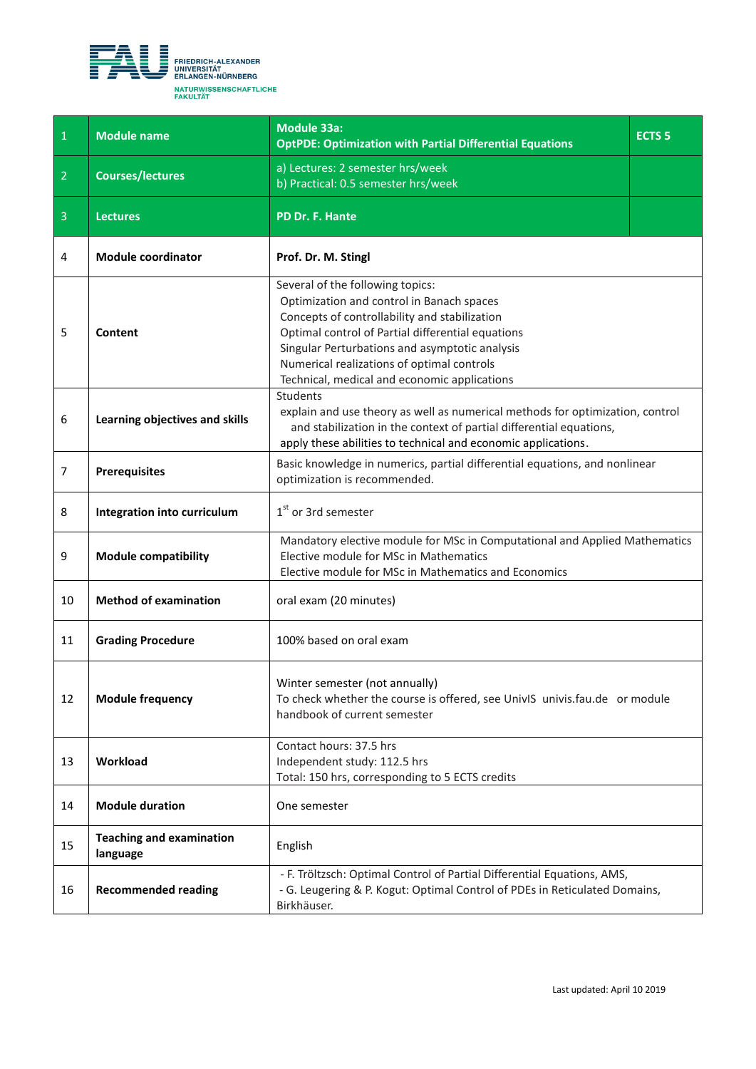FRIEDRICH-ALEXANDER UNIVERSITÄT ERLANGEN-NÜRNBERG
NATURWISSENSCHAFTLICHE FAKULTÄT

| | | | |
|---|---|---|---|
| 1 | **Module name** | **Module 33a: OptPDE: Optimization with Partial Differential Equations** | **ECTS 5** |
| 2 | **Courses/lectures** | a) Lectures: 2 semester hrs/week<br>b) Practical: 0.5 semester hrs/week | |
| 3 | **Lectures** | **PD Dr. F. Hante** | |
| 4 | **Module coordinator** | **Prof. Dr. M. Stingl** | |
| 5 | **Content** | Several of the following topics:<br>Optimization and control in Banach spaces<br>Concepts of controllability and stabilization<br>Optimal control of Partial differential equations<br>Singular Perturbations and asymptotic analysis<br>Numerical realizations of optimal controls<br>Technical, medical and economic applications | |
| 6 | **Learning objectives and skills** | Students<br>explain and use theory as well as numerical methods for optimization, control and stabilization in the context of partial differential equations,<br>apply these abilities to technical and economic applications. | |
| 7 | **Prerequisites** | Basic knowledge in numerics, partial differential equations, and nonlinear optimization is recommended. | |
| 8 | **Integration into curriculum** | 1st or 3rd semester | |
| 9 | **Module compatibility** | Mandatory elective module for MSc in Computational and Applied Mathematics<br>Elective module for MSc in Mathematics<br>Elective module for MSc in Mathematics and Economics | |
| 10 | **Method of examination** | oral exam (20 minutes) | |
| 11 | **Grading Procedure** | 100% based on oral exam | |
| 12 | **Module frequency** | Winter semester (not annually)<br>To check whether the course is offered, see UnivIS univis.fau.de or module handbook of current semester | |
| 13 | **Workload** | Contact hours: 37.5 hrs<br>Independent study: 112.5 hrs<br>Total: 150 hrs, corresponding to 5 ECTS credits | |
| 14 | **Module duration** | One semester | |
| 15 | **Teaching and examination language** | English | |
| 16 | **Recommended reading** | - F. Tröltzsch: Optimal Control of Partial Differential Equations, AMS,<br>- G. Leugering & P. Kogut: Optimal Control of PDEs in Reticulated Domains, Birkhäuser. | |

Last updated: April 10 2019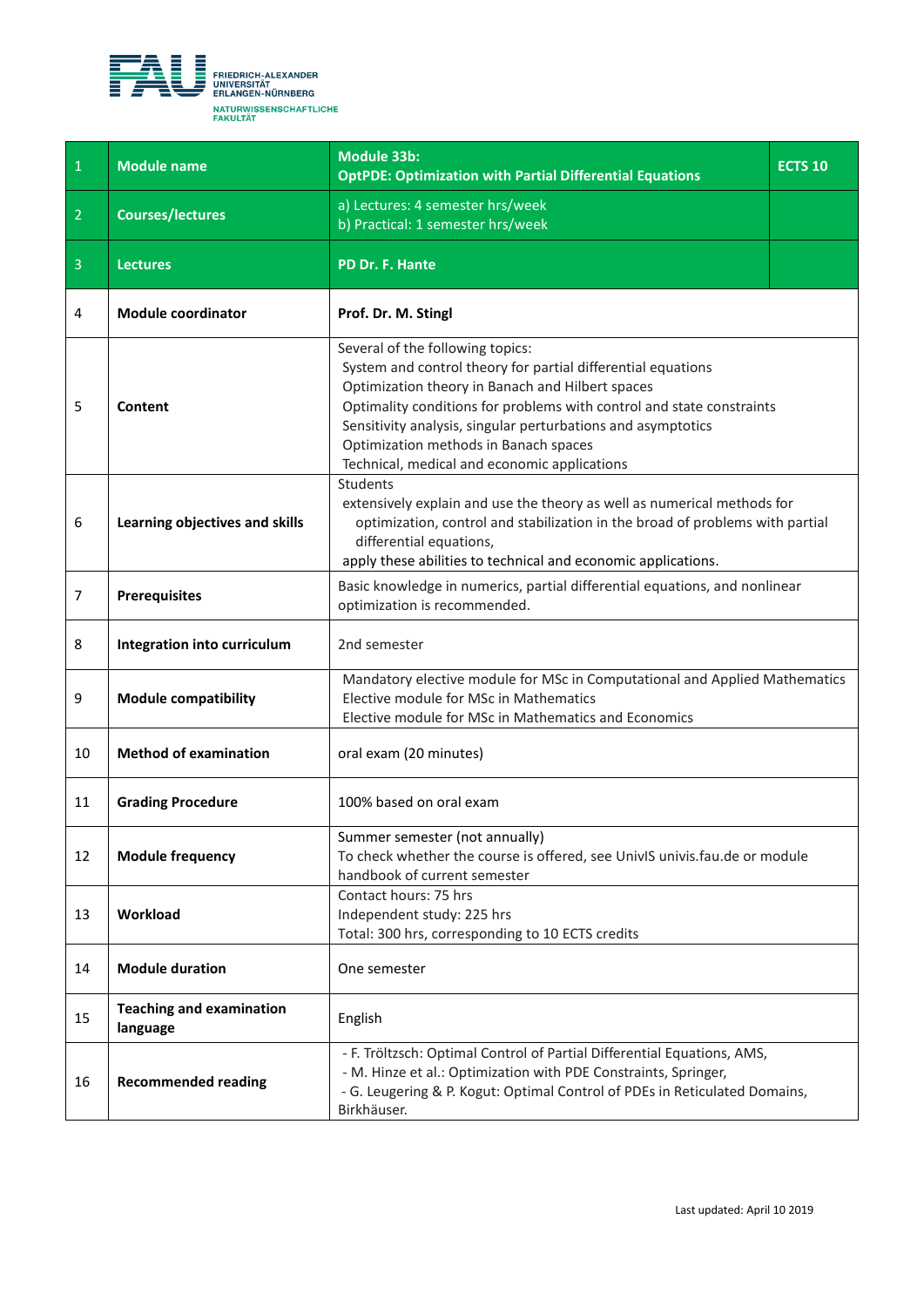FRIEDRICH-ALEXANDER UNIVERSITÄT ERLANGEN-NÜRNBERG
NATURWISSENSCHAFTLICHE FAKULTÄT

| 1 | Module name | Module 33b: OptPDE: Optimization with Partial Differential Equations | ECTS 10 |
|---|---|---|---|
| 2 | Courses/lectures | a) Lectures: 4 semester hrs/week<br>b) Practical: 1 semester hrs/week | |
| 3 | Lectures | PD Dr. F. Hante | |
| 4 | Module coordinator | Prof. Dr. M. Stingl | |
| 5 | Content | Several of the following topics:<br>System and control theory for partial differential equations<br>Optimization theory in Banach and Hilbert spaces<br>Optimality conditions for problems with control and state constraints<br>Sensitivity analysis, singular perturbations and asymptotics<br>Optimization methods in Banach spaces<br>Technical, medical and economic applications | |
| 6 | Learning objectives and skills | Students<br>extensively explain and use the theory as well as numerical methods for optimization, control and stabilization in the broad of problems with partial differential equations,<br>apply these abilities to technical and economic applications. | |
| 7 | Prerequisites | Basic knowledge in numerics, partial differential equations, and nonlinear optimization is recommended. | |
| 8 | Integration into curriculum | 2nd semester | |
| 9 | Module compatibility | Mandatory elective module for MSc in Computational and Applied Mathematics<br>Elective module for MSc in Mathematics<br>Elective module for MSc in Mathematics and Economics | |
| 10 | Method of examination | oral exam (20 minutes) | |
| 11 | Grading Procedure | 100% based on oral exam | |
| 12 | Module frequency | Summer semester (not annually)<br>To check whether the course is offered, see UnivIS univis.fau.de or module handbook of current semester | |
| 13 | Workload | Contact hours: 75 hrs<br>Independent study: 225 hrs<br>Total: 300 hrs, corresponding to 10 ECTS credits | |
| 14 | Module duration | One semester | |
| 15 | Teaching and examination language | English | |
| 16 | Recommended reading | - F. Tröltzsch: Optimal Control of Partial Differential Equations, AMS,<br>- M. Hinze et al.: Optimization with PDE Constraints, Springer,<br>- G. Leugering & P. Kogut: Optimal Control of PDEs in Reticulated Domains, Birkhäuser. | |

Last updated: April 10 2019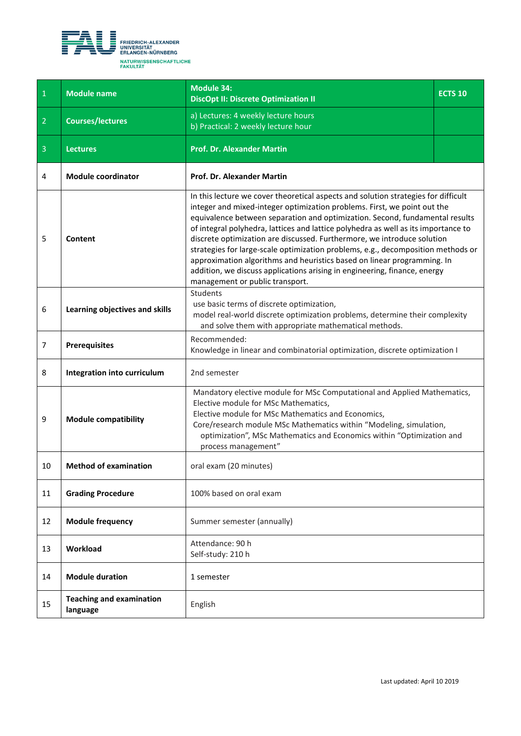FRIEDRICH-ALEXANDER UNIVERSITÄT ERLANGEN-NÜRNBERG
NATURWISSENSCHAFTLICHE FAKULTÄT

| 1 | Module name | Module 34:<br>DiscOpt II: Discrete Optimization II | ECTS 10 |
|---|---|---|---|
| 2 | Courses/lectures | a) Lectures: 4 weekly lecture hours<br>b) Practical: 2 weekly lecture hour | |
| 3 | Lectures | Prof. Dr. Alexander Martin | |
| 4 | Module coordinator | Prof. Dr. Alexander Martin | |
| 5 | Content | In this lecture we cover theoretical aspects and solution strategies for difficult integer and mixed-integer optimization problems. First, we point out the equivalence between separation and optimization. Second, fundamental results of integral polyhedra, lattices and lattice polyhedra as well as its importance to discrete optimization are discussed. Furthermore, we introduce solution strategies for large-scale optimization problems, e.g., decomposition methods or approximation algorithms and heuristics based on linear programming. In addition, we discuss applications arising in engineering, finance, energy management or public transport. | |
| 6 | Learning objectives and skills | Students<br>use basic terms of discrete optimization,<br>model real-world discrete optimization problems, determine their complexity and solve them with appropriate mathematical methods. | |
| 7 | Prerequisites | Recommended:<br>Knowledge in linear and combinatorial optimization, discrete optimization I | |
| 8 | Integration into curriculum | 2nd semester | |
| 9 | Module compatibility | Mandatory elective module for MSc Computational and Applied Mathematics,<br>Elective module for MSc Mathematics,<br>Elective module for MSc Mathematics and Economics,<br>Core/research module MSc Mathematics within "Modeling, simulation, optimization", MSc Mathematics and Economics within "Optimization and process management" | |
| 10 | Method of examination | oral exam (20 minutes) | |
| 11 | Grading Procedure | 100% based on oral exam | |
| 12 | Module frequency | Summer semester (annually) | |
| 13 | Workload | Attendance: 90 h<br>Self-study: 210 h | |
| 14 | Module duration | 1 semester | |
| 15 | Teaching and examination language | English | |

Last updated: April 10 2019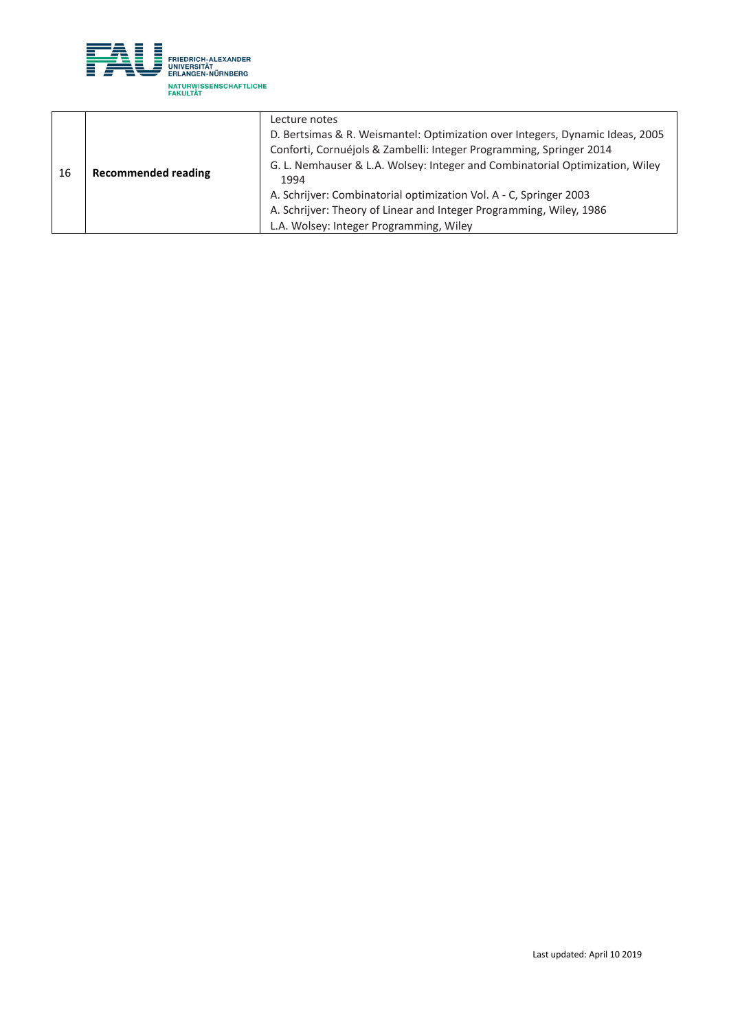| | | |
|---|---|---|
| 16 | **Recommended reading** | Lecture notes<br>D. Bertsimas & R. Weismantel: Optimization over Integers, Dynamic Ideas, 2005<br>Conforti, Cornuéjols & Zambelli: Integer Programming, Springer 2014<br>G. L. Nemhauser & L.A. Wolsey: Integer and Combinatorial Optimization, Wiley 1994<br>A. Schrijver: Combinatorial optimization Vol. A - C, Springer 2003<br>A. Schrijver: Theory of Linear and Integer Programming, Wiley, 1986<br>L.A. Wolsey: Integer Programming, Wiley |

Last updated: April 10 2019